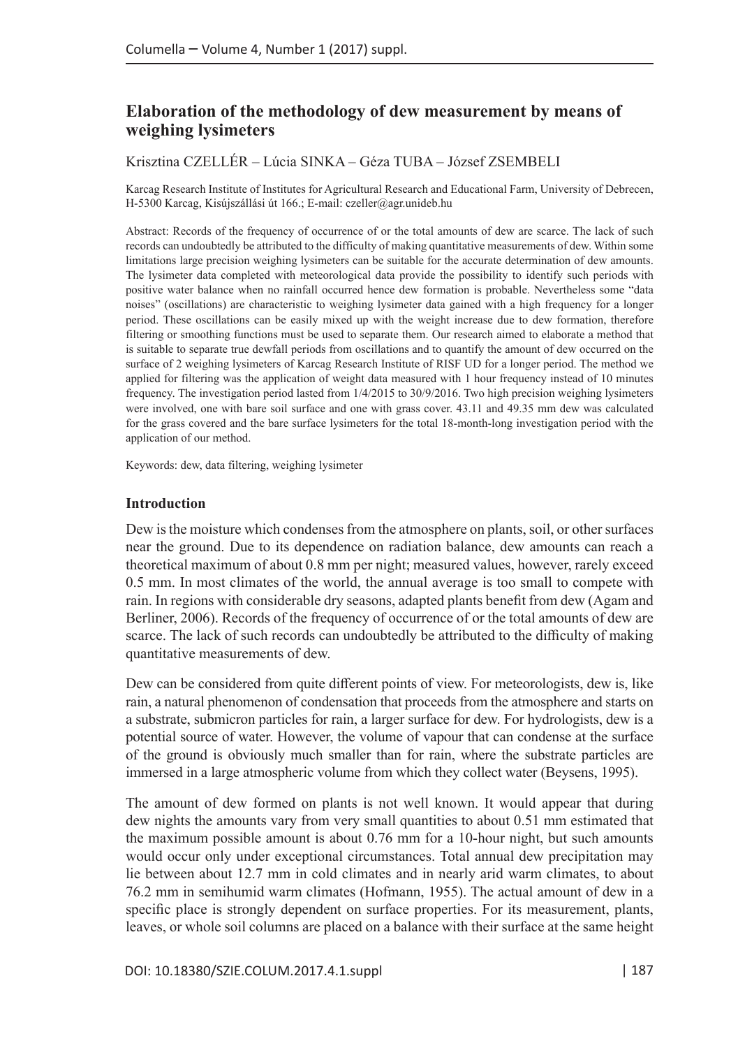# Elaboration of the methodology of dew measurement by means of weighing lysimeters

Krisztina CZELLÉR – Lúcia SINKA – Géza TUBA – József ZSEMBELI

Karcag Research Institute of Institutes for Agricultural Research and Educational Farm, University of Debrecen, H-5300 Karcag, Kisújszállási út 166.; E-mail: czeller@agr.unideb.hu

Abstract: Records of the frequency of occurrence of or the total amounts of dew are scarce. The lack of such records can undoubtedly be attributed to the difficulty of making quantitative measurements of dew. Within some limitations large precision weighing lysimeters can be suitable for the accurate determination of dew amounts. The lysimeter data completed with meteorological data provide the possibility to identify such periods with positive water balance when no rainfall occurred hence dew formation is probable. Nevertheless some "data noises" (oscillations) are characteristic to weighing lysimeter data gained with a high frequency for a longer period. These oscillations can be easily mixed up with the weight increase due to dew formation, therefore filtering or smoothing functions must be used to separate them. Our research aimed to elaborate a method that is suitable to separate true dewfall periods from oscillations and to quantify the amount of dew occurred on the surface of 2 weighing lysimeters of Karcag Research Institute of RISF UD for a longer period. The method we applied for filtering was the application of weight data measured with 1 hour frequency instead of 10 minutes frequency. The investigation period lasted from 1/4/2015 to 30/9/2016. Two high precision weighing lysimeters were involved, one with bare soil surface and one with grass cover. 43.11 and 49.35 mm dew was calculated for the grass covered and the bare surface lysimeters for the total 18-month-long investigation period with the application of our method.

Keywords: dew, data filtering, weighing lysimeter

## Introduction

Dew is the moisture which condenses from the atmosphere on plants, soil, or other surfaces near the ground. Due to its dependence on radiation balance, dew amounts can reach a theoretical maximum of about 0.8 mm per night; measured values, however, rarely exceed 0.5 mm. In most climates of the world, the annual average is too small to compete with rain. In regions with considerable dry seasons, adapted plants benefit from dew (Agam and Berliner, 2006). Records of the frequency of occurrence of or the total amounts of dew are scarce. The lack of such records can undoubtedly be attributed to the difficulty of making quantitative measurements of dew.

Dew can be considered from quite different points of view. For meteorologists, dew is, like rain, a natural phenomenon of condensation that proceeds from the atmosphere and starts on a substrate, submicron particles for rain, a larger surface for dew. For hydrologists, dew is a potential source of water. However, the volume of vapour that can condense at the surface of the ground is obviously much smaller than for rain, where the substrate particles are immersed in a large atmospheric volume from which they collect water (Beysens, 1995).

The amount of dew formed on plants is not well known. It would appear that during dew nights the amounts vary from very small quantities to about 0.51 mm estimated that the maximum possible amount is about 0.76 mm for a 10-hour night, but such amounts would occur only under exceptional circumstances. Total annual dew precipitation may lie between about 12.7 mm in cold climates and in nearly arid warm climates, to about 76.2 mm in semihumid warm climates (Hofmann, 1955). The actual amount of dew in a specific place is strongly dependent on surface properties. For its measurement, plants, leaves, or whole soil columns are placed on a balance with their surface at the same height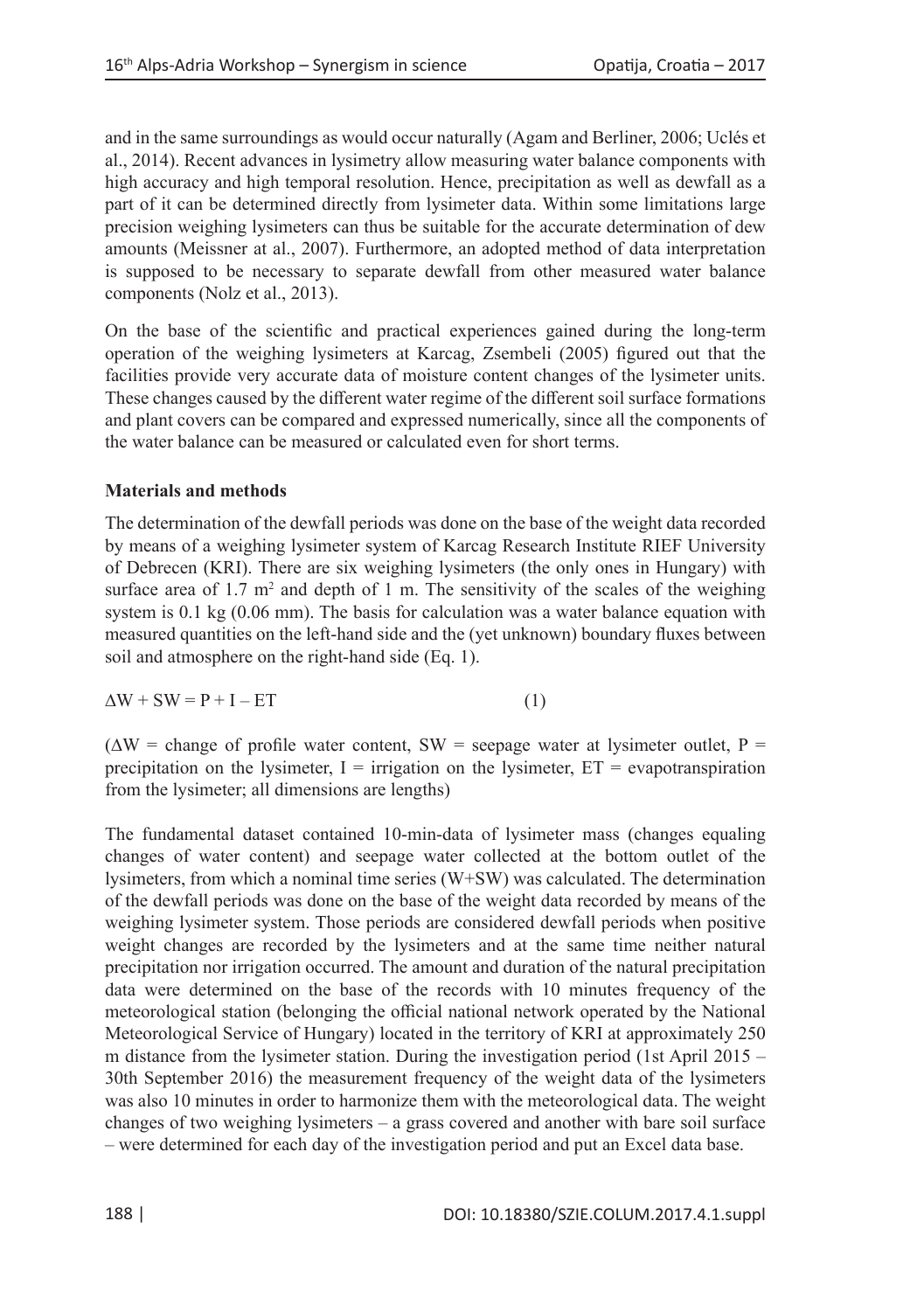and in the same surroundings as would occur naturally (Agam and Berliner, 2006; Uclés et al., 2014). Recent advances in lysimetry allow measuring water balance components with high accuracy and high temporal resolution. Hence, precipitation as well as dewfall as a part of it can be determined directly from lysimeter data. Within some limitations large precision weighing lysimeters can thus be suitable for the accurate determination of dew amounts (Meissner at al., 2007). Furthermore, an adopted method of data interpretation is supposed to be necessary to separate dewfall from other measured water balance components (Nolz et al., 2013).

On the base of the scientific and practical experiences gained during the long-term operation of the weighing lysimeters at Karcag, Zsembeli (2005) figured out that the facilities provide very accurate data of moisture content changes of the lysimeter units. These changes caused by the different water regime of the different soil surface formations and plant covers can be compared and expressed numerically, since all the components of the water balance can be measured or calculated even for short terms.

## Materials and methods

The determination of the dewfall periods was done on the base of the weight data recorded by means of a weighing lysimeter system of Karcag Research Institute RIEF University of Debrecen (KRI). There are six weighing lysimeters (the only ones in Hungary) with surface area of 1.7 $m^2$ and depth of 1 m. The sensitivity of the scales of the weighing system is 0.1 kg (0.06 mm). The basis for calculation was a water balance equation with measured quantities on the left-hand side and the (yet unknown) boundary fluxes between soil and atmosphere on the right-hand side (Eq. 1).

$$\Delta W + SW = P + I - ET \qquad (1)$$

($\Delta W$ = change of profile water content, SW = seepage water at lysimeter outlet, P = precipitation on the lysimeter, I = irrigation on the lysimeter, ET = evapotranspiration from the lysimeter; all dimensions are lengths)

The fundamental dataset contained 10-min-data of lysimeter mass (changes equaling changes of water content) and seepage water collected at the bottom outlet of the lysimeters, from which a nominal time series (W+SW) was calculated. The determination of the dewfall periods was done on the base of the weight data recorded by means of the weighing lysimeter system. Those periods are considered dewfall periods when positive weight changes are recorded by the lysimeters and at the same time neither natural precipitation nor irrigation occurred. The amount and duration of the natural precipitation data were determined on the base of the records with 10 minutes frequency of the meteorological station (belonging the official national network operated by the National Meteorological Service of Hungary) located in the territory of KRI at approximately 250 m distance from the lysimeter station. During the investigation period (1st April 2015 – 30th September 2016) the measurement frequency of the weight data of the lysimeters was also 10 minutes in order to harmonize them with the meteorological data. The weight changes of two weighing lysimeters – a grass covered and another with bare soil surface – were determined for each day of the investigation period and put an Excel data base.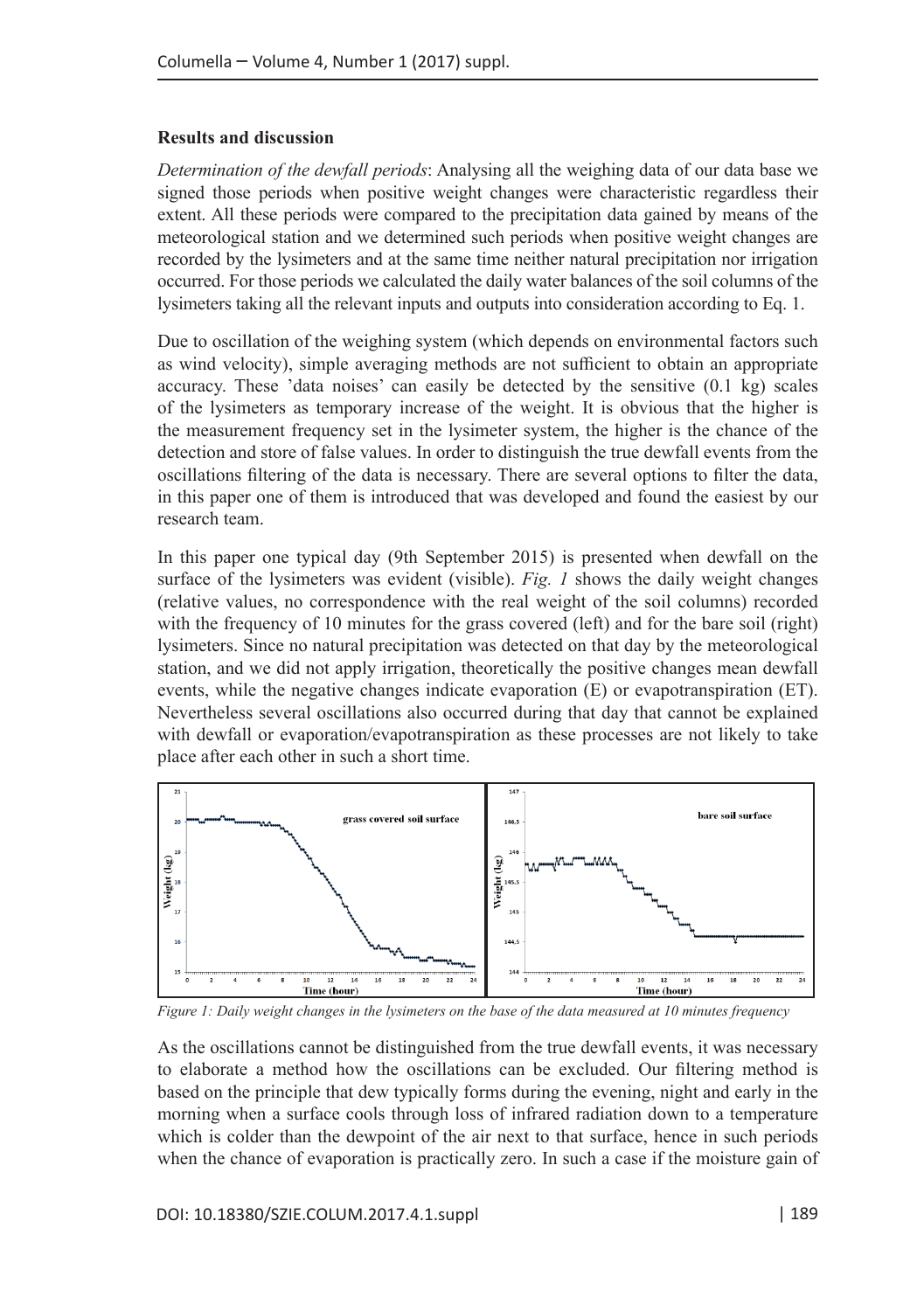**Results and discussion**

*Determination of the dewfall periods*: Analysing all the weighing data of our data base we signed those periods when positive weight changes were characteristic regardless their extent. All these periods were compared to the precipitation data gained by means of the meteorological station and we determined such periods when positive weight changes are recorded by the lysimeters and at the same time neither natural precipitation nor irrigation occurred. For those periods we calculated the daily water balances of the soil columns of the lysimeters taking all the relevant inputs and outputs into consideration according to Eq. 1.

Due to oscillation of the weighing system (which depends on environmental factors such as wind velocity), simple averaging methods are not sufficient to obtain an appropriate accuracy. These 'data noises' can easily be detected by the sensitive (0.1 kg) scales of the lysimeters as temporary increase of the weight. It is obvious that the higher is the measurement frequency set in the lysimeter system, the higher is the chance of the detection and store of false values. In order to distinguish the true dewfall events from the oscillations filtering of the data is necessary. There are several options to filter the data, in this paper one of them is introduced that was developed and found the easiest by our research team.

In this paper one typical day (9th September 2015) is presented when dewfall on the surface of the lysimeters was evident (visible). *Fig. 1* shows the daily weight changes (relative values, no correspondence with the real weight of the soil columns) recorded with the frequency of 10 minutes for the grass covered (left) and for the bare soil (right) lysimeters. Since no natural precipitation was detected on that day by the meteorological station, and we did not apply irrigation, theoretically the positive changes mean dewfall events, while the negative changes indicate evaporation (E) or evapotranspiration (ET). Nevertheless several oscillations also occurred during that day that cannot be explained with dewfall or evaporation/evapotranspiration as these processes are not likely to take place after each other in such a short time.

*Figure 1: Daily weight changes in the lysimeters on the base of the data measured at 10 minutes frequency*

As the oscillations cannot be distinguished from the true dewfall events, it was necessary to elaborate a method how the oscillations can be excluded. Our filtering method is based on the principle that dew typically forms during the evening, night and early in the morning when a surface cools through loss of infrared radiation down to a temperature which is colder than the dewpoint of the air next to that surface, hence in such periods when the chance of evaporation is practically zero. In such a case if the moisture gain of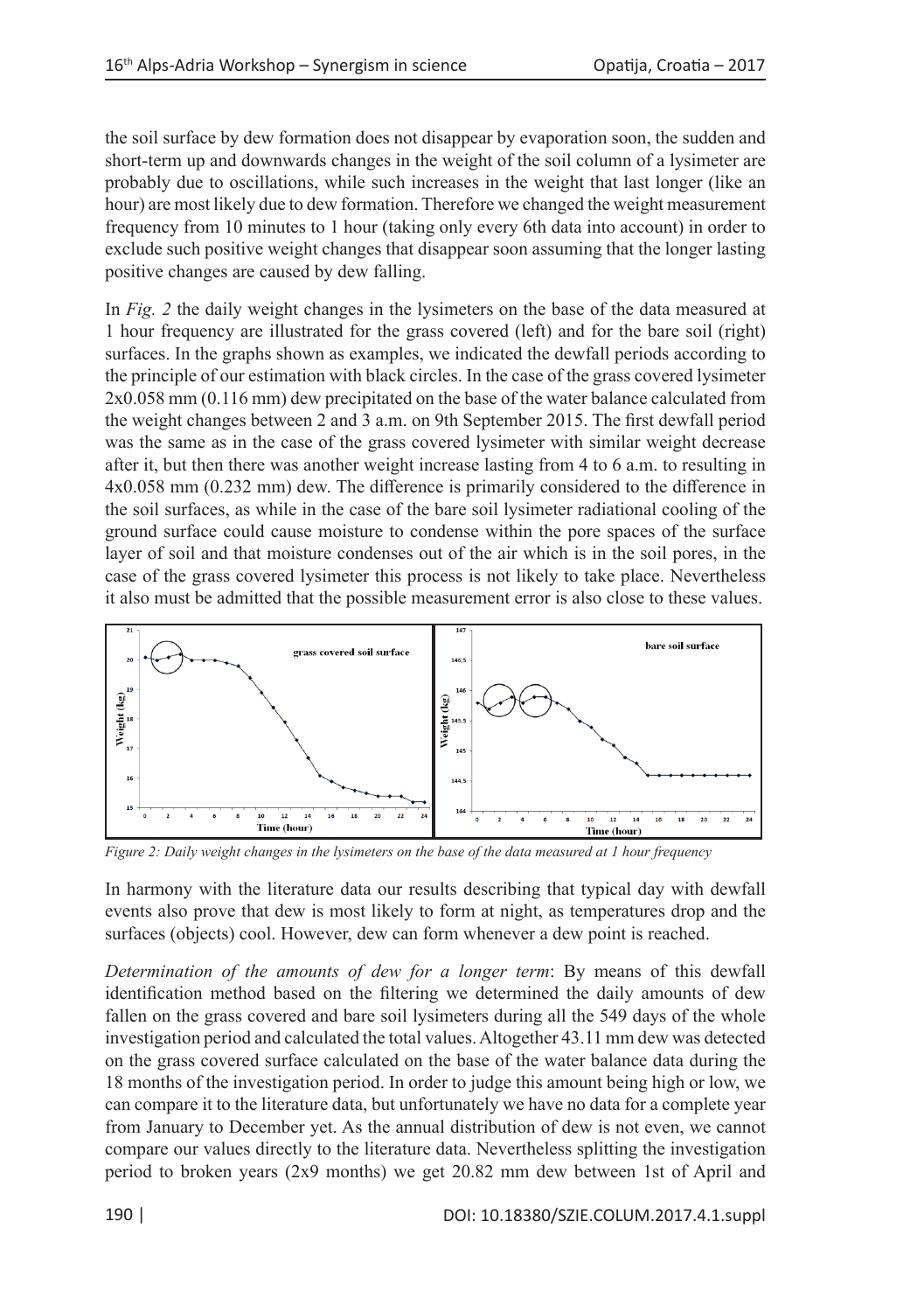the soil surface by dew formation does not disappear by evaporation soon, the sudden and short-term up and downwards changes in the weight of the soil column of a lysimeter are probably due to oscillations, while such increases in the weight that last longer (like an hour) are most likely due to dew formation. Therefore we changed the weight measurement frequency from 10 minutes to 1 hour (taking only every 6th data into account) in order to exclude such positive weight changes that disappear soon assuming that the longer lasting positive changes are caused by dew falling.

In *Fig. 2* the daily weight changes in the lysimeters on the base of the data measured at 1 hour frequency are illustrated for the grass covered (left) and for the bare soil (right) surfaces. In the graphs shown as examples, we indicated the dewfall periods according to the principle of our estimation with black circles. In the case of the grass covered lysimeter 2x0.058 mm (0.116 mm) dew precipitated on the base of the water balance calculated from the weight changes between 2 and 3 a.m. on 9th September 2015. The first dewfall period was the same as in the case of the grass covered lysimeter with similar weight decrease after it, but then there was another weight increase lasting from 4 to 6 a.m. to resulting in 4x0.058 mm (0.232 mm) dew. The difference is primarily considered to the difference in the soil surfaces, as while in the case of the bare soil lysimeter radiational cooling of the ground surface could cause moisture to condense within the pore spaces of the surface layer of soil and that moisture condenses out of the air which is in the soil pores, in the case of the grass covered lysimeter this process is not likely to take place. Nevertheless it also must be admitted that the possible measurement error is also close to these values.

*Figure 2: Daily weight changes in the lysimeters on the base of the data measured at 1 hour frequency*

In harmony with the literature data our results describing that typical day with dewfall events also prove that dew is most likely to form at night, as temperatures drop and the surfaces (objects) cool. However, dew can form whenever a dew point is reached.

*Determination of the amounts of dew for a longer term*: By means of this dewfall identification method based on the filtering we determined the daily amounts of dew fallen on the grass covered and bare soil lysimeters during all the 549 days of the whole investigation period and calculated the total values. Altogether 43.11 mm dew was detected on the grass covered surface calculated on the base of the water balance data during the 18 months of the investigation period. In order to judge this amount being high or low, we can compare it to the literature data, but unfortunately we have no data for a complete year from January to December yet. As the annual distribution of dew is not even, we cannot compare our values directly to the literature data. Nevertheless splitting the investigation period to broken years (2x9 months) we get 20.82 mm dew between 1st of April and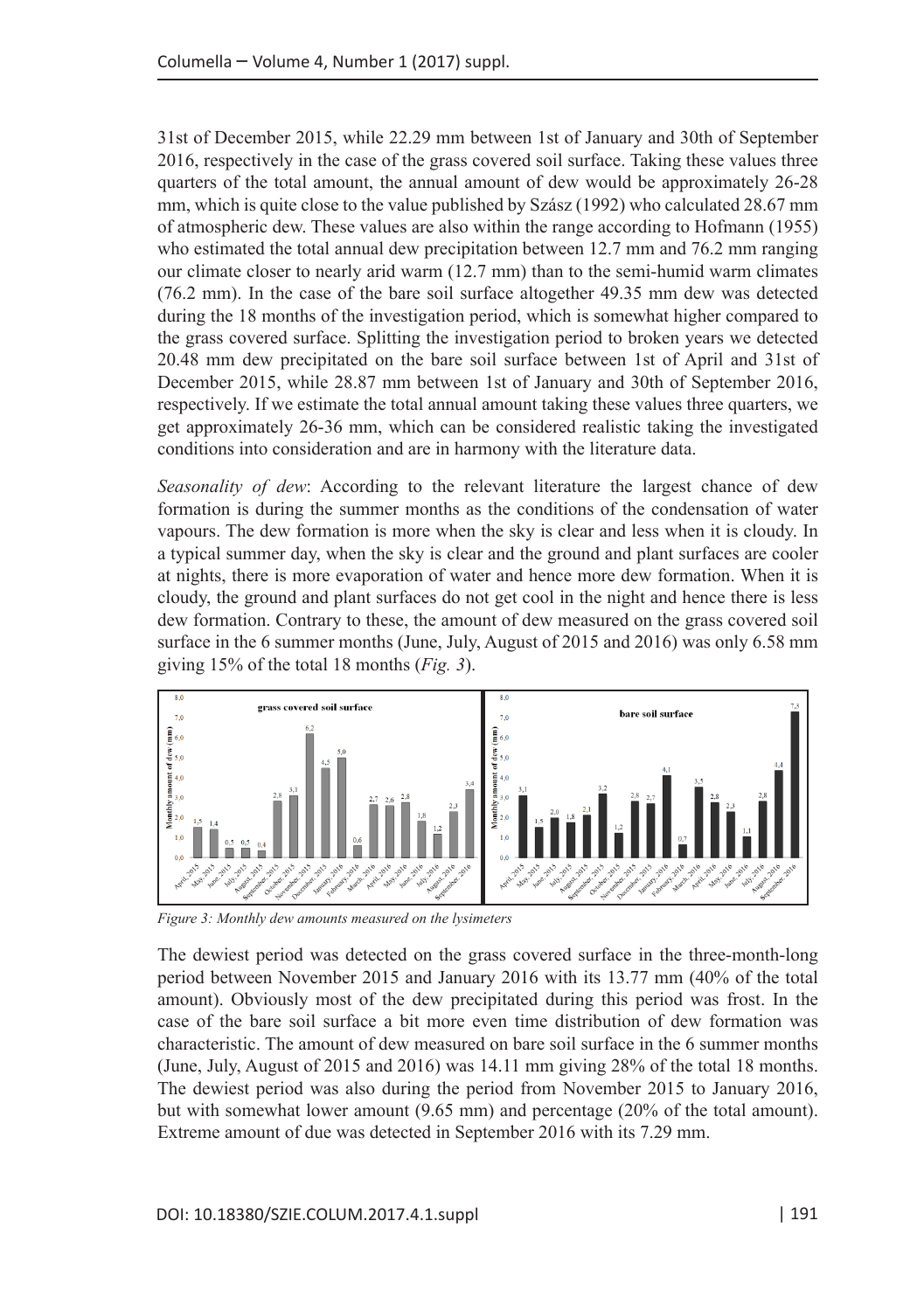31st of December 2015, while 22.29 mm between 1st of January and 30th of September 2016, respectively in the case of the grass covered soil surface. Taking these values three quarters of the total amount, the annual amount of dew would be approximately 26-28 mm, which is quite close to the value published by Szász (1992) who calculated 28.67 mm of atmospheric dew. These values are also within the range according to Hofmann (1955) who estimated the total annual dew precipitation between 12.7 mm and 76.2 mm ranging our climate closer to nearly arid warm (12.7 mm) than to the semi-humid warm climates (76.2 mm). In the case of the bare soil surface altogether 49.35 mm dew was detected during the 18 months of the investigation period, which is somewhat higher compared to the grass covered surface. Splitting the investigation period to broken years we detected 20.48 mm dew precipitated on the bare soil surface between 1st of April and 31st of December 2015, while 28.87 mm between 1st of January and 30th of September 2016, respectively. If we estimate the total annual amount taking these values three quarters, we get approximately 26-36 mm, which can be considered realistic taking the investigated conditions into consideration and are in harmony with the literature data.

*Seasonality of dew*: According to the relevant literature the largest chance of dew formation is during the summer months as the conditions of the condensation of water vapours. The dew formation is more when the sky is clear and less when it is cloudy. In a typical summer day, when the sky is clear and the ground and plant surfaces are cooler at nights, there is more evaporation of water and hence more dew formation. When it is cloudy, the ground and plant surfaces do not get cool in the night and hence there is less dew formation. Contrary to these, the amount of dew measured on the grass covered soil surface in the 6 summer months (June, July, August of 2015 and 2016) was only 6.58 mm giving 15% of the total 18 months (*Fig. 3*).

*Figure 3: Monthly dew amounts measured on the lysimeters*

The dewiest period was detected on the grass covered surface in the three-month-long period between November 2015 and January 2016 with its 13.77 mm (40% of the total amount). Obviously most of the dew precipitated during this period was frost. In the case of the bare soil surface a bit more even time distribution of dew formation was characteristic. The amount of dew measured on bare soil surface in the 6 summer months (June, July, August of 2015 and 2016) was 14.11 mm giving 28% of the total 18 months. The dewiest period was also during the period from November 2015 to January 2016, but with somewhat lower amount (9.65 mm) and percentage (20% of the total amount). Extreme amount of due was detected in September 2016 with its 7.29 mm.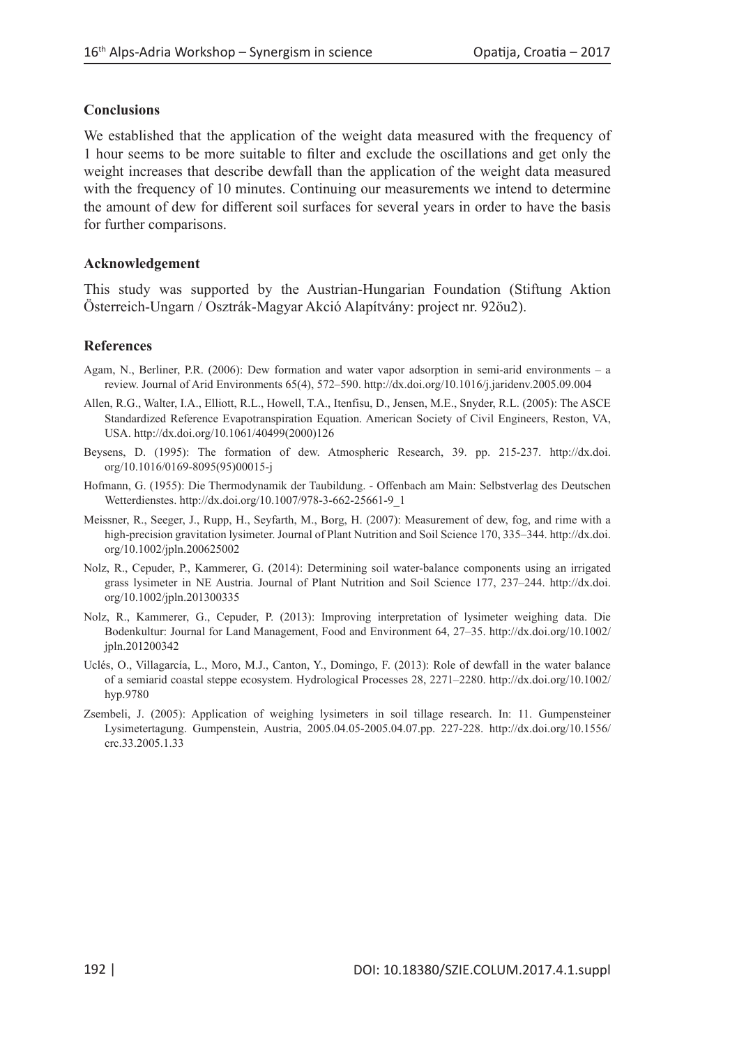### Conclusions

We established that the application of the weight data measured with the frequency of 1 hour seems to be more suitable to filter and exclude the oscillations and get only the weight increases that describe dewfall than the application of the weight data measured with the frequency of 10 minutes. Continuing our measurements we intend to determine the amount of dew for different soil surfaces for several years in order to have the basis for further comparisons.

### Acknowledgement

This study was supported by the Austrian-Hungarian Foundation (Stiftung Aktion Österreich-Ungarn / Osztrák-Magyar Akció Alapítvány: project nr. 92öu2).

### References

Agam, N., Berliner, P.R. (2006): Dew formation and water vapor adsorption in semi-arid environments – a review. Journal of Arid Environments 65(4), 572–590. http://dx.doi.org/10.1016/j.jaridenv.2005.09.004

Allen, R.G., Walter, I.A., Elliott, R.L., Howell, T.A., Itenfisu, D., Jensen, M.E., Snyder, R.L. (2005): The ASCE Standardized Reference Evapotranspiration Equation. American Society of Civil Engineers, Reston, VA, USA. http://dx.doi.org/10.1061/40499(2000)126

Beysens, D. (1995): The formation of dew. Atmospheric Research, 39. pp. 215-237. http://dx.doi.org/10.1016/0169-8095(95)00015-j

Hofmann, G. (1955): Die Thermodynamik der Taubildung. - Offenbach am Main: Selbstverlag des Deutschen Wetterdienstes. http://dx.doi.org/10.1007/978-3-662-25661-9_1

Meissner, R., Seeger, J., Rupp, H., Seyfarth, M., Borg, H. (2007): Measurement of dew, fog, and rime with a high-precision gravitation lysimeter. Journal of Plant Nutrition and Soil Science 170, 335–344. http://dx.doi.org/10.1002/jpln.200625002

Nolz, R., Cepuder, P., Kammerer, G. (2014): Determining soil water-balance components using an irrigated grass lysimeter in NE Austria. Journal of Plant Nutrition and Soil Science 177, 237–244. http://dx.doi.org/10.1002/jpln.201300335

Nolz, R., Kammerer, G., Cepuder, P. (2013): Improving interpretation of lysimeter weighing data. Die Bodenkultur: Journal for Land Management, Food and Environment 64, 27–35. http://dx.doi.org/10.1002/jpln.201200342

Uclés, O., Villagarcía, L., Moro, M.J., Canton, Y., Domingo, F. (2013): Role of dewfall in the water balance of a semiarid coastal steppe ecosystem. Hydrological Processes 28, 2271–2280. http://dx.doi.org/10.1002/hyp.9780

Zsembeli, J. (2005): Application of weighing lysimeters in soil tillage research. In: 11. Gumpensteiner Lysimetertagung. Gumpenstein, Austria, 2005.04.05-2005.04.07.pp. 227-228. http://dx.doi.org/10.1556/crc.33.2005.1.33